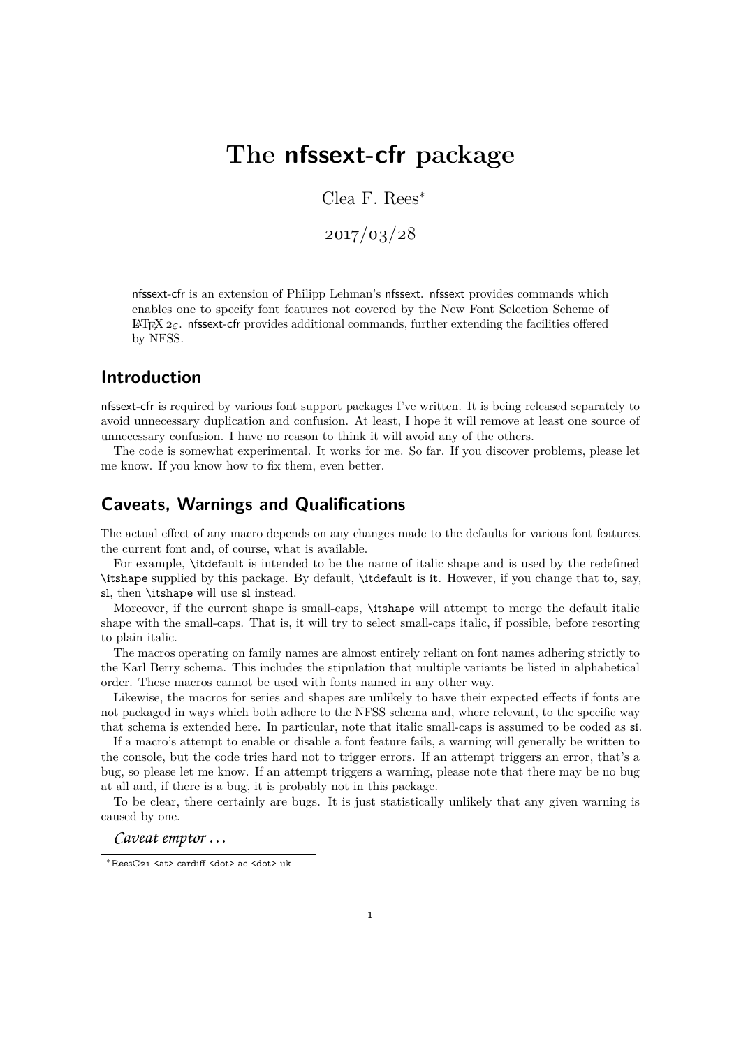# The nfssext-cfr package

Clea F. Rees[*]

2017/03/28

nfssext-cfr is an extension of Philipp Lehman's nfssext. nfssext provides commands which enables one to specify font features not covered by the New Font Selection Scheme of LaTeX 2ε. nfssext-cfr provides additional commands, further extending the facilities offered by NFSS.

## Introduction

nfssext-cfr is required by various font support packages I've written. It is being released separately to avoid unnecessary duplication and confusion. At least, I hope it will remove at least one source of unnecessary confusion. I have no reason to think it will avoid any of the others.

The code is somewhat experimental. It works for me. So far. If you discover problems, please let me know. If you know how to fix them, even better.

## Caveats, Warnings and Qualifications

The actual effect of any macro depends on any changes made to the defaults for various font features, the current font and, of course, what is available.

For example, `\itdefault` is intended to be the name of italic shape and is used by the redefined `\itshape` supplied by this package. By default, `\itdefault` is `it`. However, if you change that to, say, `sl`, then `\itshape` will use `sl` instead.

Moreover, if the current shape is small-caps, `\itshape` will attempt to merge the default italic shape with the small-caps. That is, it will try to select small-caps italic, if possible, before resorting to plain italic.

The macros operating on family names are almost entirely reliant on font names adhering strictly to the Karl Berry schema. This includes the stipulation that multiple variants be listed in alphabetical order. These macros cannot be used with fonts named in any other way.

Likewise, the macros for series and shapes are unlikely to have their expected effects if fonts are not packaged in ways which both adhere to the NFSS schema and, where relevant, to the specific way that schema is extended here. In particular, note that italic small-caps is assumed to be coded as `si`.

If a macro's attempt to enable or disable a font feature fails, a warning will generally be written to the console, but the code tries hard not to trigger errors. If an attempt triggers an error, that's a bug, so please let me know. If an attempt triggers a warning, please note that there may be no bug at all and, if there is a bug, it is probably not in this package.

To be clear, there certainly are bugs. It is just statistically unlikely that any given warning is caused by one.

*Caveat emptor ...*

[*] ReesC21 <at> cardiff <dot> ac <dot> uk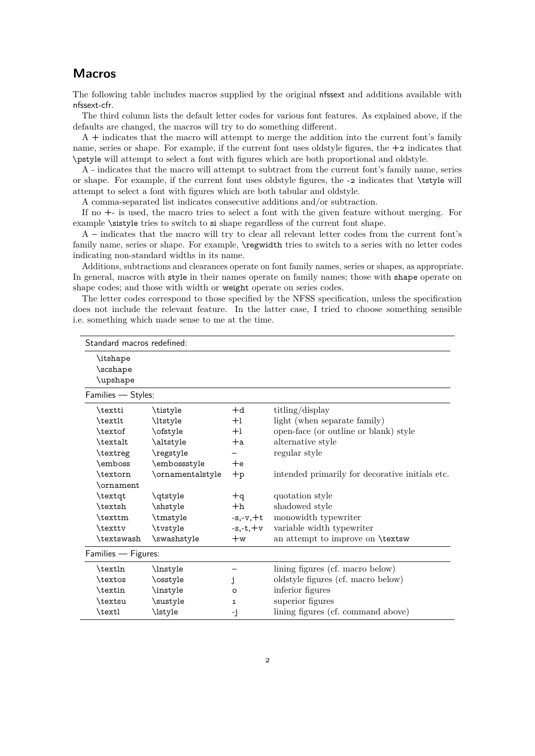## Macros

The following table includes macros supplied by the original nfssext and additions available with nfssext-cfr.

The third column lists the default letter codes for various font features. As explained above, if the defaults are changed, the macros will try to do something different.

A + indicates that the macro will attempt to merge the addition into the current font's family name, series or shape. For example, if the current font uses oldstyle figures, the +2 indicates that \pstyle will attempt to select a font with figures which are both proportional and oldstyle.

A - indicates that the macro will attempt to subtract from the current font's family name, series or shape. For example, if the current font uses oldstyle figures, the -2 indicates that \tstyle will attempt to select a font with figures which are both tabular and oldstyle.

A comma-separated list indicates consecutive additions and/or subtraction.

If no +- is used, the macro tries to select a font with the given feature without merging. For example \sistyle tries to switch to si shape regardless of the current font shape.

A – indicates that the macro will try to clear all relevant letter codes from the current font's family name, series or shape. For example, \regwidth tries to switch to a series with no letter codes indicating non-standard widths in its name.

Additions, subtractions and clearances operate on font family names, series or shapes, as appropriate. In general, macros with style in their names operate on family names; those with shape operate on shape codes; and those with width or weight operate on series codes.

The letter codes correspond to those specified by the NFSS specification, unless the specification does not include the relevant feature. In the latter case, I tried to choose something sensible i.e. something which made sense to me at the time.

| Standard macros redefined: | | | |
|---|---|---|---|
| \itshape | | | |
| \scshape | | | |
| \upshape | | | |
| **Families — Styles:** | | | |
| \textti | \tistyle | +d | titling/display |
| \textlt | \ltstyle | +l | light (when separate family) |
| \textof | \ofstyle | +l | open-face (or outline or blank) style |
| \textalt | \altstyle | +a | alternative style |
| \textreg | \regstyle | – | regular style |
| \emboss | \embossstyle | +e | |
| \textorn | \ornamentalstyle | +p | intended primarily for decorative initials etc. |
| \ornament | | | |
| \textqt | \qtstyle | +q | quotation style |
| \textsh | \shstyle | +h | shadowed style |
| \texttm | \tmstyle | -s,-v,+t | monowidth typewriter |
| \texttv | \tvstyle | -s,-t,+v | variable width typewriter |
| \textswash | \swashstyle | +w | an attempt to improve on \textsw |
| **Families — Figures:** | | | |
| \textln | \lnstyle | – | lining figures (cf. macro below) |
| \textos | \osstyle | j | oldstyle figures (cf. macro below) |
| \textin | \instyle | 0 | inferior figures |
| \textsu | \sustyle | 1 | superior figures |
| \textl | \lstyle | -j | lining figures (cf. command above) |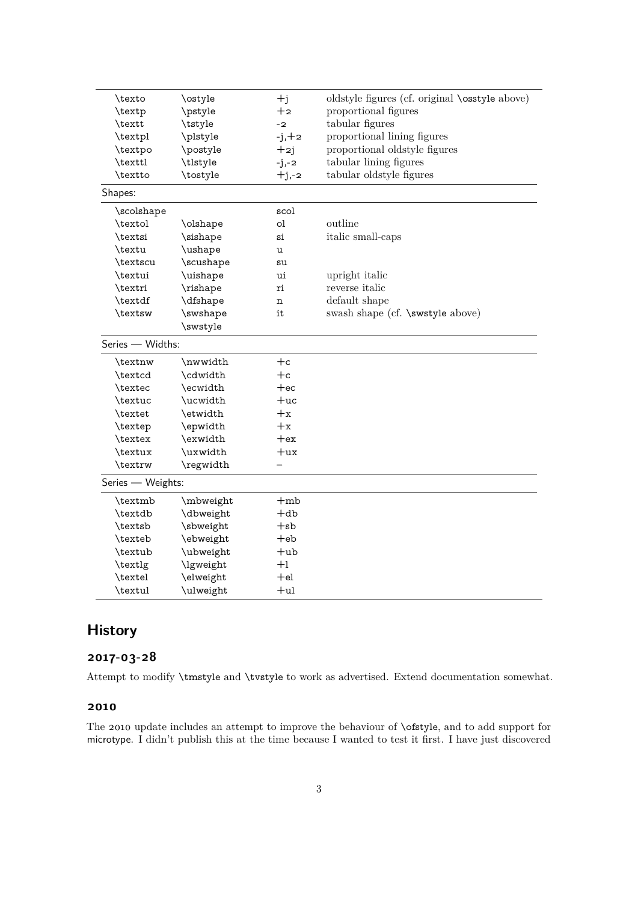| | | | |
|---|---|---|---|
| \texto | \ostyle | +j | oldstyle figures (cf. original \osstyle above) |
| \textp | \pstyle | +2 | proportional figures |
| \textt | \tstyle | -2 | tabular figures |
| \textpl | \plstyle | -j,+2 | proportional lining figures |
| \textpo | \postyle | +2j | proportional oldstyle figures |
| \texttl | \tlstyle | -j,-2 | tabular lining figures |
| \textto | \tostyle | +j,-2 | tabular oldstyle figures |
| Shapes: | | | |
| \scolshape | | scol | |
| \textol | \olshape | ol | outline |
| \textsi | \sishape | si | italic small-caps |
| \textu | \ushape | u | |
| \textscu | \scushape | su | |
| \textui | \uishape | ui | upright italic |
| \textri | \rishape | ri | reverse italic |
| \textdf | \dfshape | n | default shape |
| \textsw | \swshape | it | swash shape (cf. \swstyle above) |
| | \swstyle | | |
| Series — Widths: | | | |
| \textnw | \nwwidth | +c | |
| \textcd | \cdwidth | +c | |
| \textec | \ecwidth | +ec | |
| \textuc | \ucwidth | +uc | |
| \textet | \etwidth | +x | |
| \textep | \epwidth | +x | |
| \textex | \exwidth | +ex | |
| \textux | \uxwidth | +ux | |
| \textrw | \regwidth | – | |
| Series — Weights: | | | |
| \textmb | \mbweight | +mb | |
| \textdb | \dbweight | +db | |
| \textsb | \sbweight | +sb | |
| \texteb | \ebweight | +eb | |
| \textub | \ubweight | +ub | |
| \textlg | \lgweight | +l | |
| \textel | \elweight | +el | |
| \textul | \ulweight | +ul | |

## History

### 2017-03-28

Attempt to modify \tmstyle and \tvstyle to work as advertised. Extend documentation somewhat.

### 2010

The 2010 update includes an attempt to improve the behaviour of \ofstyle, and to add support for microtype. I didn't publish this at the time because I wanted to test it first. I have just discovered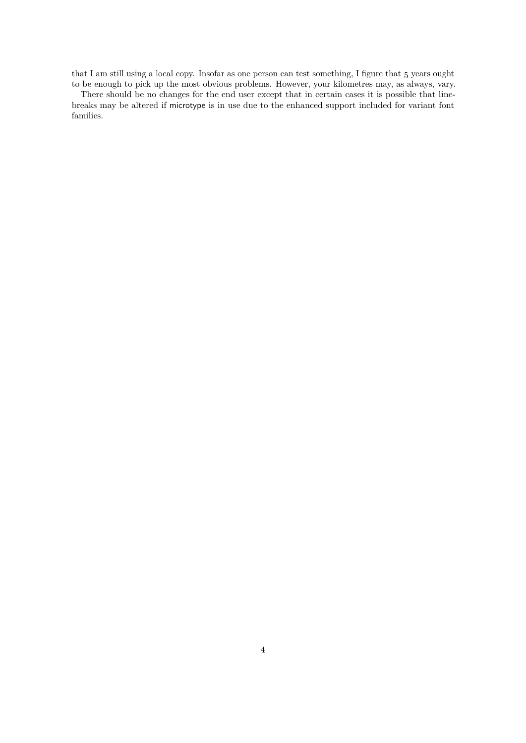that I am still using a local copy. Insofar as one person can test something, I figure that 5 years ought to be enough to pick up the most obvious problems. However, your kilometres may, as always, vary.

There should be no changes for the end user except that in certain cases it is possible that line-breaks may be altered if microtype is in use due to the enhanced support included for variant font families.